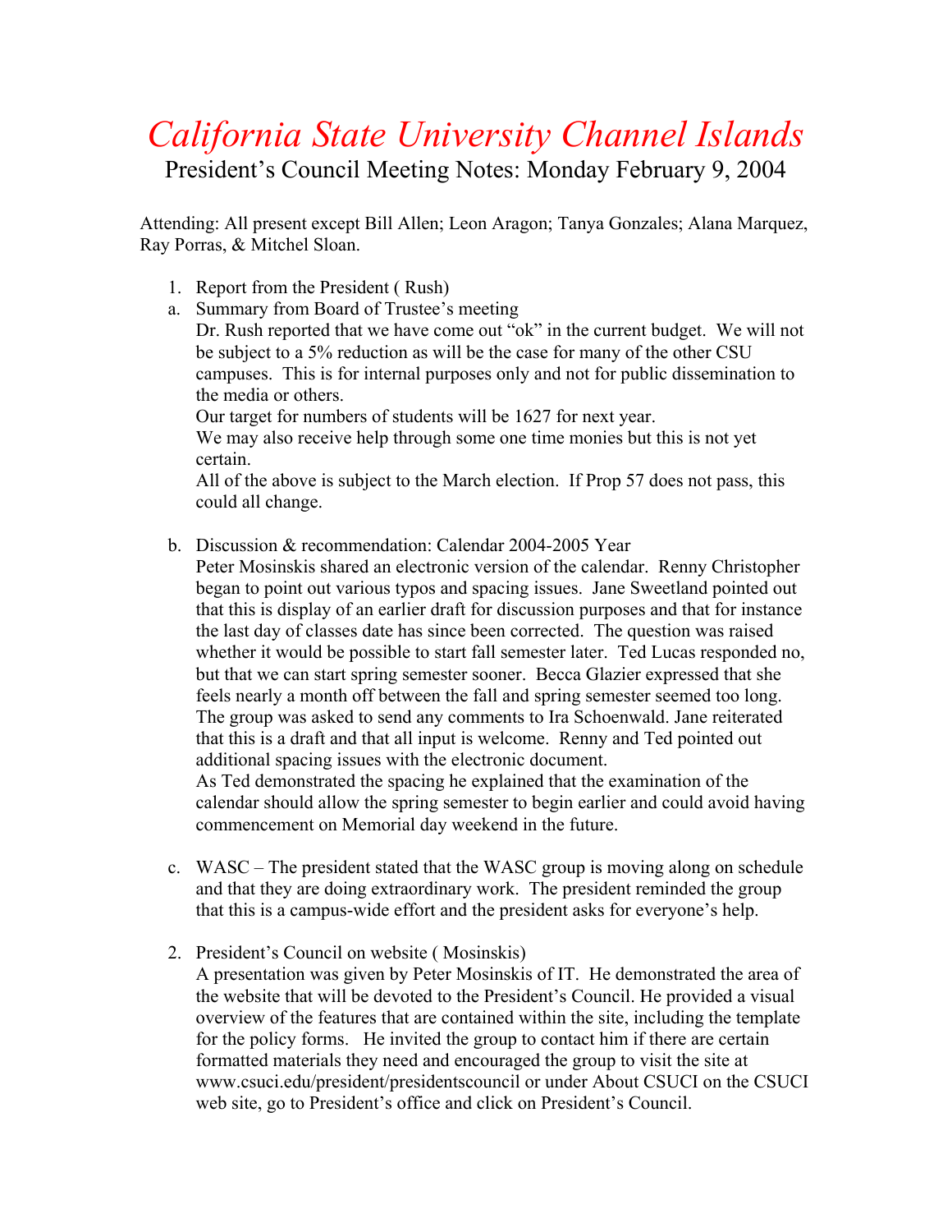# *California State University Channel Islands*

## President's Council Meeting Notes: Monday February 9, 2004

Attending: All present except Bill Allen; Leon Aragon; Tanya Gonzales; Alana Marquez, Ray Porras, & Mitchel Sloan.

1. Report from the President ( Rush)

   a. Summary from Board of Trustee's meeting

      Dr. Rush reported that we have come out "ok" in the current budget. We will not be subject to a 5% reduction as will be the case for many of the other CSU campuses. This is for internal purposes only and not for public dissemination to the media or others.

      Our target for numbers of students will be 1627 for next year.

      We may also receive help through some one time monies but this is not yet certain.

      All of the above is subject to the March election. If Prop 57 does not pass, this could all change.

   b. Discussion & recommendation: Calendar 2004-2005 Year

      Peter Mosinskis shared an electronic version of the calendar. Renny Christopher began to point out various typos and spacing issues. Jane Sweetland pointed out that this is display of an earlier draft for discussion purposes and that for instance the last day of classes date has since been corrected. The question was raised whether it would be possible to start fall semester later. Ted Lucas responded no, but that we can start spring semester sooner. Becca Glazier expressed that she feels nearly a month off between the fall and spring semester seemed too long. The group was asked to send any comments to Ira Schoenwald. Jane reiterated that this is a draft and that all input is welcome. Renny and Ted pointed out additional spacing issues with the electronic document.

      As Ted demonstrated the spacing he explained that the examination of the calendar should allow the spring semester to begin earlier and could avoid having commencement on Memorial day weekend in the future.

   c. WASC – The president stated that the WASC group is moving along on schedule and that they are doing extraordinary work. The president reminded the group that this is a campus-wide effort and the president asks for everyone's help.

2. President's Council on website ( Mosinskis)

   A presentation was given by Peter Mosinskis of IT. He demonstrated the area of the website that will be devoted to the President's Council. He provided a visual overview of the features that are contained within the site, including the template for the policy forms. He invited the group to contact him if there are certain formatted materials they need and encouraged the group to visit the site at www.csuci.edu/president/presidentscouncil or under About CSUCI on the CSUCI web site, go to President's office and click on President's Council.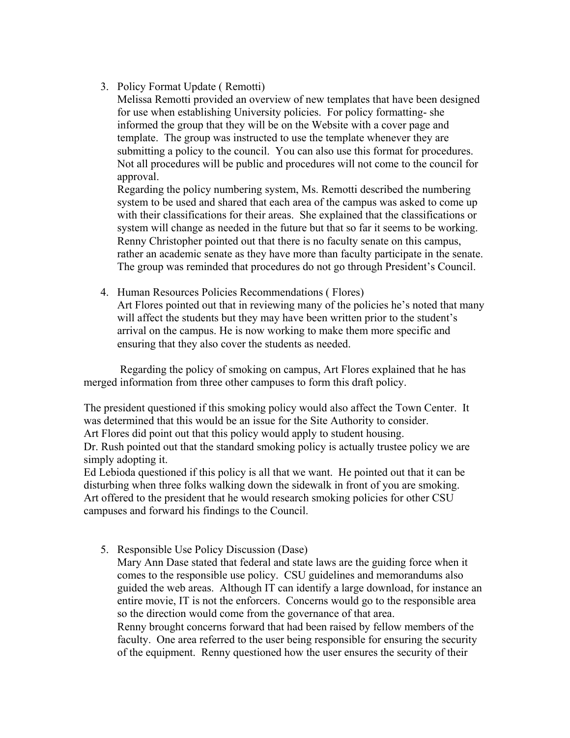3. Policy Format Update ( Remotti)
   Melissa Remotti provided an overview of new templates that have been designed for use when establishing University policies. For policy formatting- she informed the group that they will be on the Website with a cover page and template. The group was instructed to use the template whenever they are submitting a policy to the council. You can also use this format for procedures. Not all procedures will be public and procedures will not come to the council for approval.
   Regarding the policy numbering system, Ms. Remotti described the numbering system to be used and shared that each area of the campus was asked to come up with their classifications for their areas. She explained that the classifications or system will change as needed in the future but that so far it seems to be working. Renny Christopher pointed out that there is no faculty senate on this campus, rather an academic senate as they have more than faculty participate in the senate. The group was reminded that procedures do not go through President's Council.

4. Human Resources Policies Recommendations ( Flores)
   Art Flores pointed out that in reviewing many of the policies he's noted that many will affect the students but they may have been written prior to the student's arrival on the campus. He is now working to make them more specific and ensuring that they also cover the students as needed.

Regarding the policy of smoking on campus, Art Flores explained that he has merged information from three other campuses to form this draft policy.

The president questioned if this smoking policy would also affect the Town Center. It was determined that this would be an issue for the Site Authority to consider.
Art Flores did point out that this policy would apply to student housing.
Dr. Rush pointed out that the standard smoking policy is actually trustee policy we are simply adopting it.
Ed Lebioda questioned if this policy is all that we want. He pointed out that it can be disturbing when three folks walking down the sidewalk in front of you are smoking.
Art offered to the president that he would research smoking policies for other CSU campuses and forward his findings to the Council.

5. Responsible Use Policy Discussion (Dase)
   Mary Ann Dase stated that federal and state laws are the guiding force when it comes to the responsible use policy. CSU guidelines and memorandums also guided the web areas. Although IT can identify a large download, for instance an entire movie, IT is not the enforcers. Concerns would go to the responsible area so the direction would come from the governance of that area.
   Renny brought concerns forward that had been raised by fellow members of the faculty. One area referred to the user being responsible for ensuring the security of the equipment. Renny questioned how the user ensures the security of their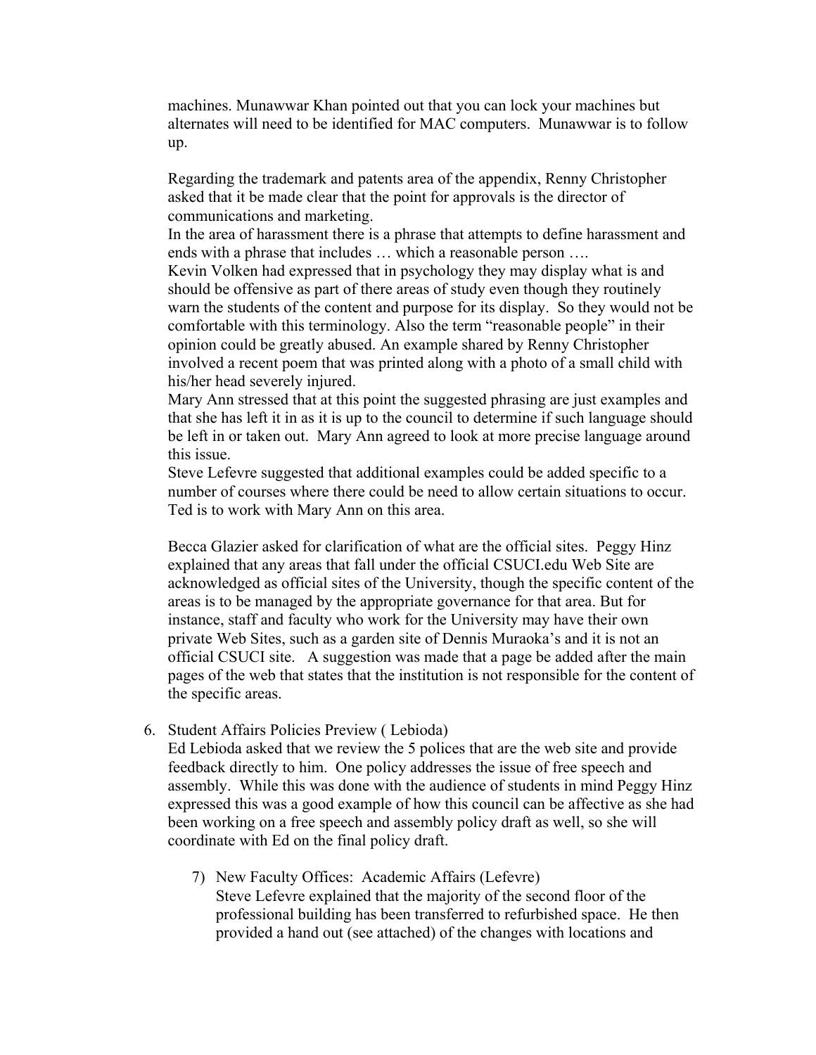machines. Munawwar Khan pointed out that you can lock your machines but alternates will need to be identified for MAC computers. Munawwar is to follow up.

Regarding the trademark and patents area of the appendix, Renny Christopher asked that it be made clear that the point for approvals is the director of communications and marketing.
In the area of harassment there is a phrase that attempts to define harassment and ends with a phrase that includes … which a reasonable person ….
Kevin Volken had expressed that in psychology they may display what is and should be offensive as part of there areas of study even though they routinely warn the students of the content and purpose for its display. So they would not be comfortable with this terminology. Also the term "reasonable people" in their opinion could be greatly abused. An example shared by Renny Christopher involved a recent poem that was printed along with a photo of a small child with his/her head severely injured.
Mary Ann stressed that at this point the suggested phrasing are just examples and that she has left it in as it is up to the council to determine if such language should be left in or taken out. Mary Ann agreed to look at more precise language around this issue.
Steve Lefevre suggested that additional examples could be added specific to a number of courses where there could be need to allow certain situations to occur. Ted is to work with Mary Ann on this area.

Becca Glazier asked for clarification of what are the official sites. Peggy Hinz explained that any areas that fall under the official CSUCI.edu Web Site are acknowledged as official sites of the University, though the specific content of the areas is to be managed by the appropriate governance for that area. But for instance, staff and faculty who work for the University may have their own private Web Sites, such as a garden site of Dennis Muraoka's and it is not an official CSUCI site. A suggestion was made that a page be added after the main pages of the web that states that the institution is not responsible for the content of the specific areas.

6. Student Affairs Policies Preview ( Lebioda)
   Ed Lebioda asked that we review the 5 polices that are the web site and provide feedback directly to him. One policy addresses the issue of free speech and assembly. While this was done with the audience of students in mind Peggy Hinz expressed this was a good example of how this council can be affective as she had been working on a free speech and assembly policy draft as well, so she will coordinate with Ed on the final policy draft.

   7) New Faculty Offices: Academic Affairs (Lefevre)
      Steve Lefevre explained that the majority of the second floor of the professional building has been transferred to refurbished space. He then provided a hand out (see attached) of the changes with locations and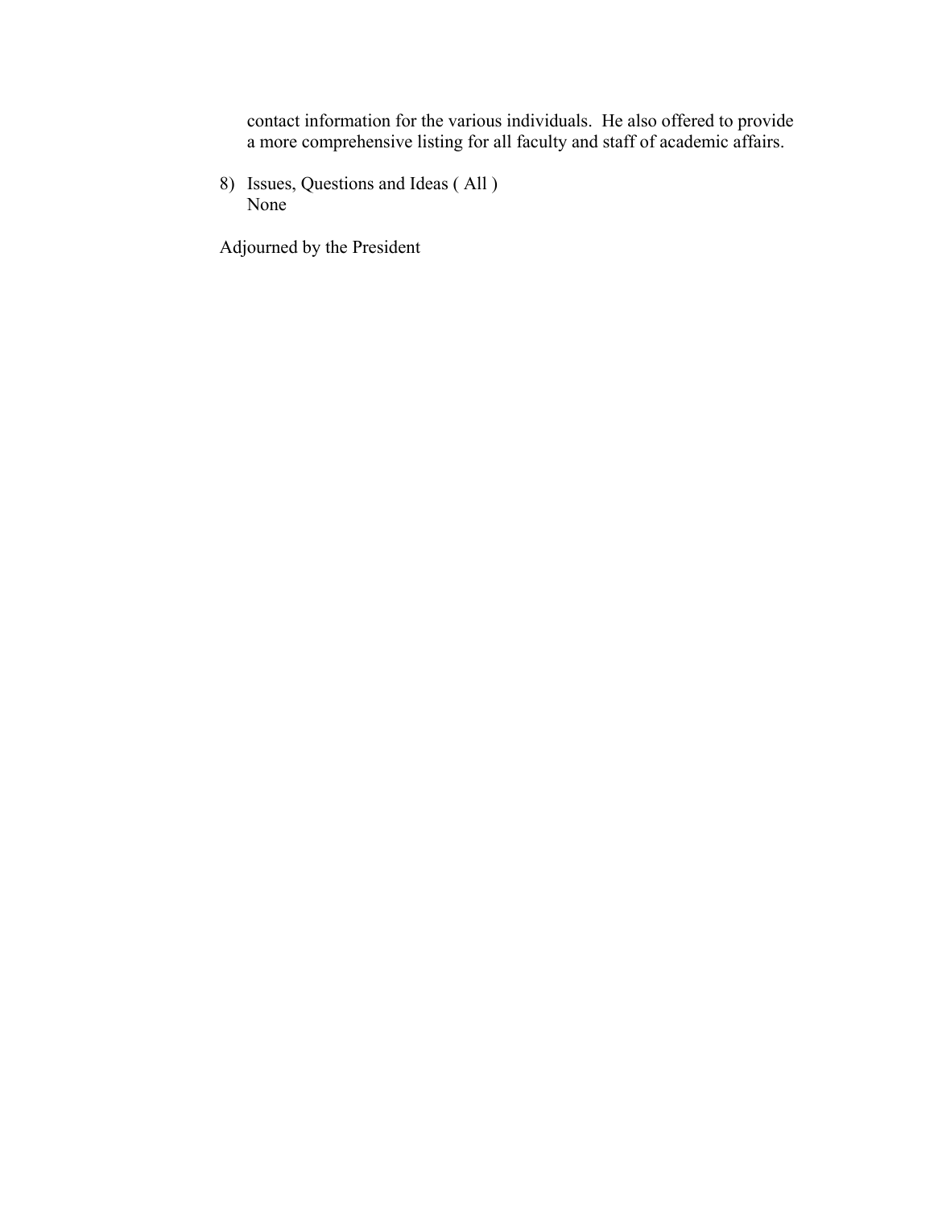contact information for the various individuals. He also offered to provide a more comprehensive listing for all faculty and staff of academic affairs.

8) Issues, Questions and Ideas ( All )
   None

Adjourned by the President